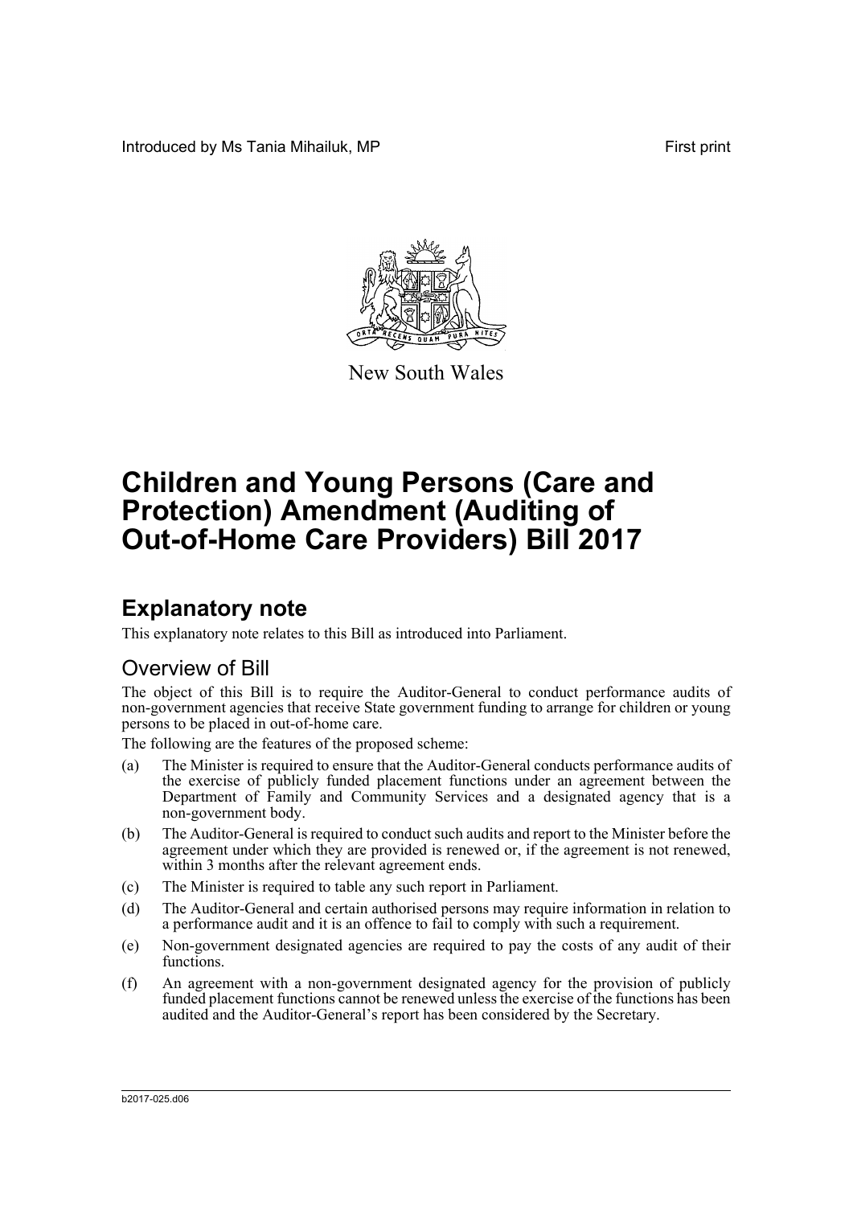Introduced by Ms Tania Mihailuk, MP

First print

New South Wales

# Children and Young Persons (Care and Protection) Amendment (Auditing of Out-of-Home Care Providers) Bill 2017

## Explanatory note

This explanatory note relates to this Bill as introduced into Parliament.

### Overview of Bill

The object of this Bill is to require the Auditor-General to conduct performance audits of non-government agencies that receive State government funding to arrange for children or young persons to be placed in out-of-home care.

The following are the features of the proposed scheme:

(a) The Minister is required to ensure that the Auditor-General conducts performance audits of the exercise of publicly funded placement functions under an agreement between the Department of Family and Community Services and a designated agency that is a non-government body.

(b) The Auditor-General is required to conduct such audits and report to the Minister before the agreement under which they are provided is renewed or, if the agreement is not renewed, within 3 months after the relevant agreement ends.

(c) The Minister is required to table any such report in Parliament.

(d) The Auditor-General and certain authorised persons may require information in relation to a performance audit and it is an offence to fail to comply with such a requirement.

(e) Non-government designated agencies are required to pay the costs of any audit of their functions.

(f) An agreement with a non-government designated agency for the provision of publicly funded placement functions cannot be renewed unless the exercise of the functions has been audited and the Auditor-General's report has been considered by the Secretary.

b2017-025.d06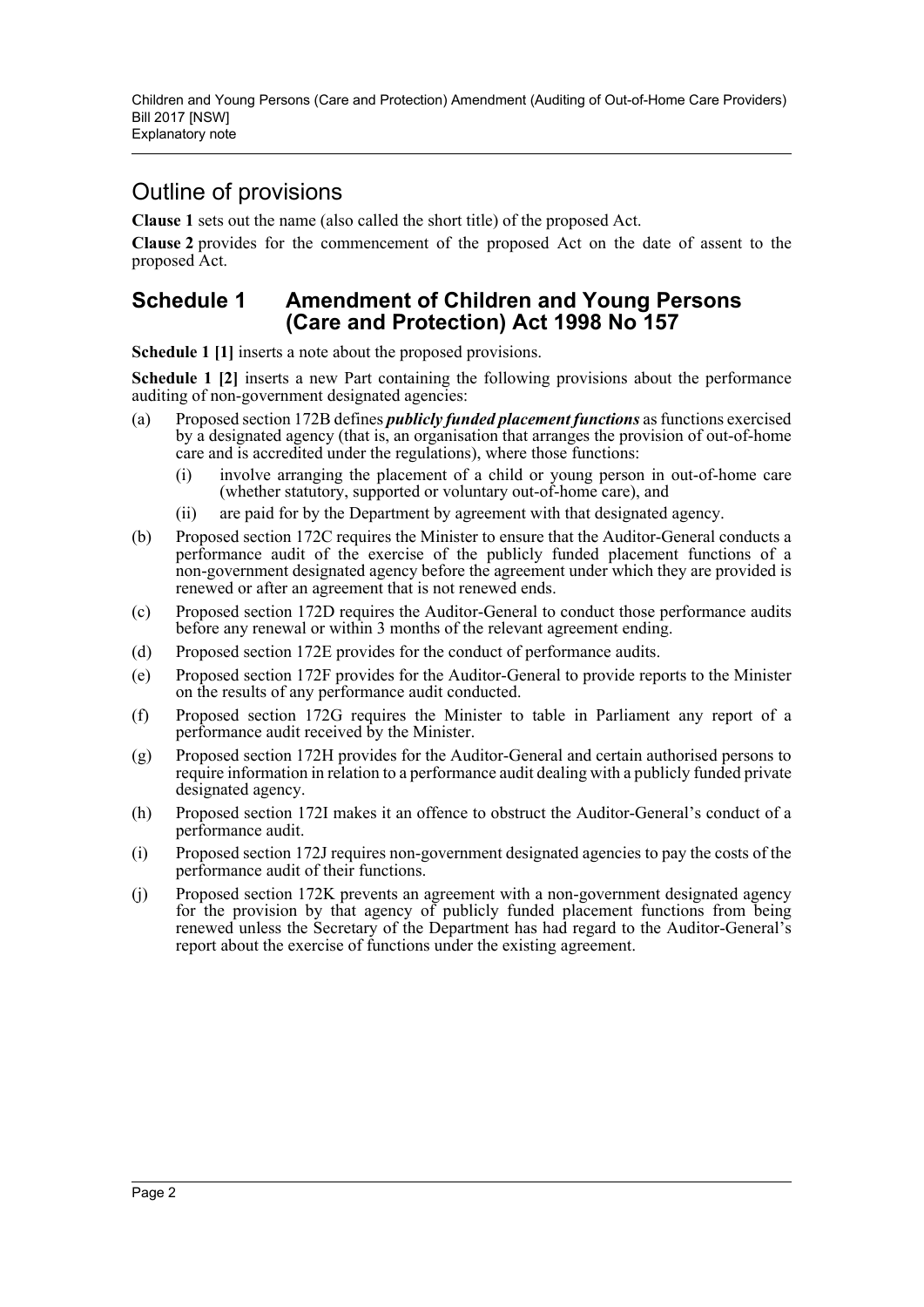# Outline of provisions

**Clause 1** sets out the name (also called the short title) of the proposed Act.

**Clause 2** provides for the commencement of the proposed Act on the date of assent to the proposed Act.

## Schedule 1 Amendment of Children and Young Persons (Care and Protection) Act 1998 No 157

**Schedule 1 [1]** inserts a note about the proposed provisions.

**Schedule 1 [2]** inserts a new Part containing the following provisions about the performance auditing of non-government designated agencies:

(a) Proposed section 172B defines ***publicly funded placement functions*** as functions exercised by a designated agency (that is, an organisation that arranges the provision of out-of-home care and is accredited under the regulations), where those functions:

  (i) involve arranging the placement of a child or young person in out-of-home care (whether statutory, supported or voluntary out-of-home care), and

  (ii) are paid for by the Department by agreement with that designated agency.

(b) Proposed section 172C requires the Minister to ensure that the Auditor-General conducts a performance audit of the exercise of the publicly funded placement functions of a non-government designated agency before the agreement under which they are provided is renewed or after an agreement that is not renewed ends.

(c) Proposed section 172D requires the Auditor-General to conduct those performance audits before any renewal or within 3 months of the relevant agreement ending.

(d) Proposed section 172E provides for the conduct of performance audits.

(e) Proposed section 172F provides for the Auditor-General to provide reports to the Minister on the results of any performance audit conducted.

(f) Proposed section 172G requires the Minister to table in Parliament any report of a performance audit received by the Minister.

(g) Proposed section 172H provides for the Auditor-General and certain authorised persons to require information in relation to a performance audit dealing with a publicly funded private designated agency.

(h) Proposed section 172I makes it an offence to obstruct the Auditor-General's conduct of a performance audit.

(i) Proposed section 172J requires non-government designated agencies to pay the costs of the performance audit of their functions.

(j) Proposed section 172K prevents an agreement with a non-government designated agency for the provision by that agency of publicly funded placement functions from being renewed unless the Secretary of the Department has had regard to the Auditor-General's report about the exercise of functions under the existing agreement.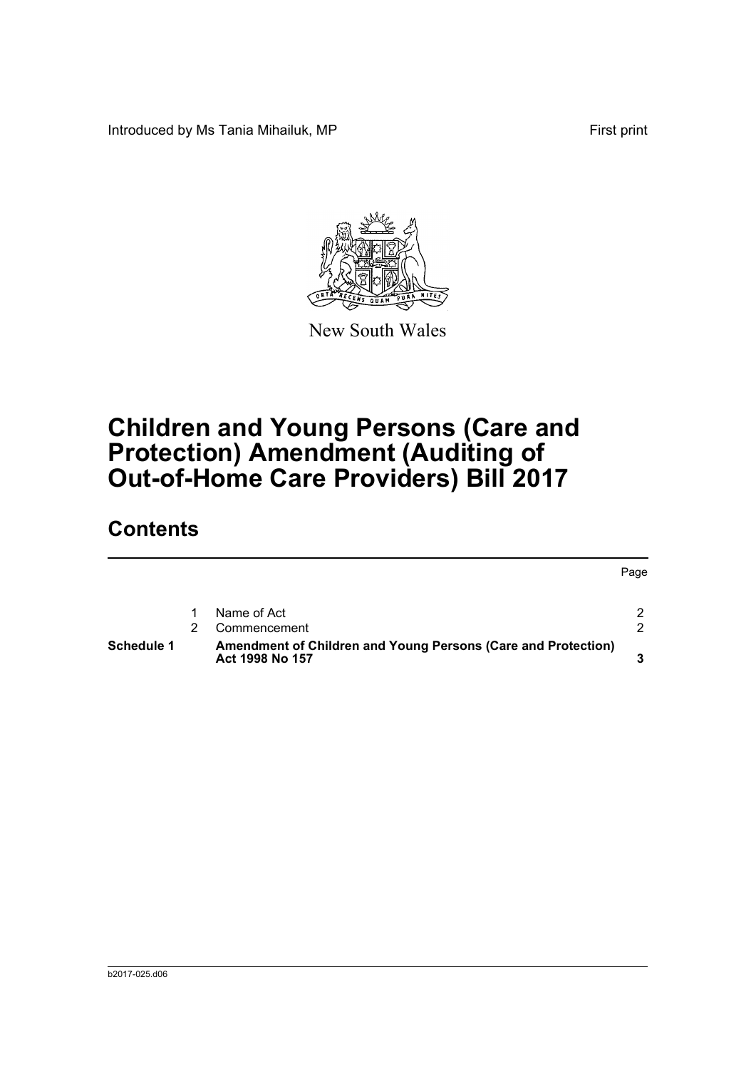Introduced by Ms Tania Mihailuk, MP First print

New South Wales

# Children and Young Persons (Care and Protection) Amendment (Auditing of Out-of-Home Care Providers) Bill 2017

## Contents

| | | | Page |
|---|---|---|---|
| | 1 | Name of Act | 2 |
| | 2 | Commencement | 2 |
| **Schedule 1** | | **Amendment of Children and Young Persons (Care and Protection) Act 1998 No 157** | **3** |

b2017-025.d06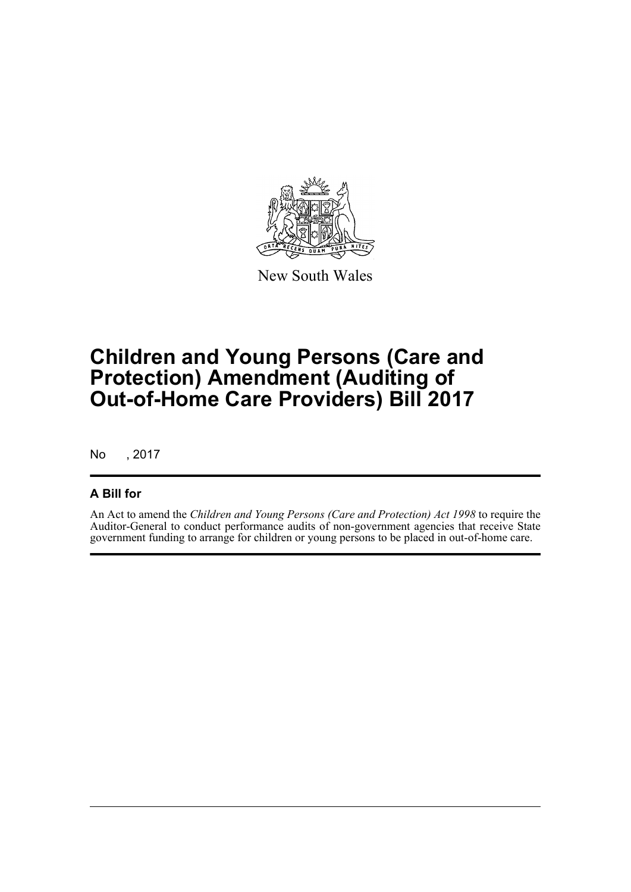New South Wales

# Children and Young Persons (Care and Protection) Amendment (Auditing of Out-of-Home Care Providers) Bill 2017

No , 2017

## A Bill for

An Act to amend the *Children and Young Persons (Care and Protection) Act 1998* to require the Auditor-General to conduct performance audits of non-government agencies that receive State government funding to arrange for children or young persons to be placed in out-of-home care.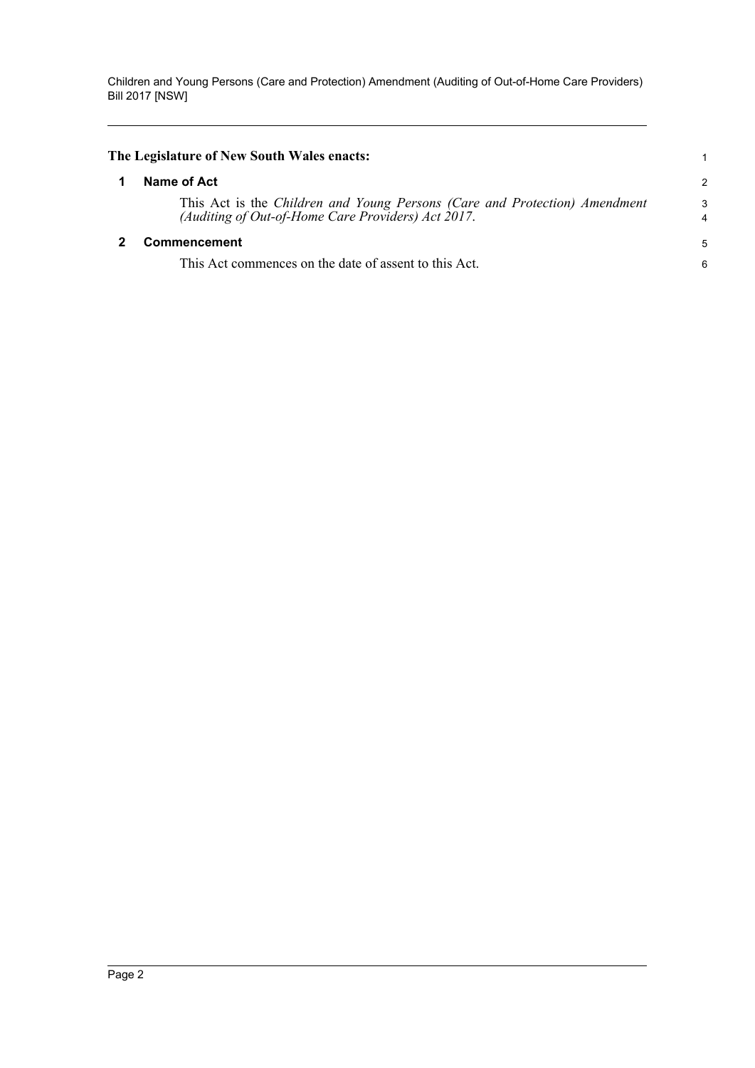**The Legislature of New South Wales enacts:**

## 1 Name of Act

This Act is the *Children and Young Persons (Care and Protection) Amendment (Auditing of Out-of-Home Care Providers) Act 2017*.

## 2 Commencement

This Act commences on the date of assent to this Act.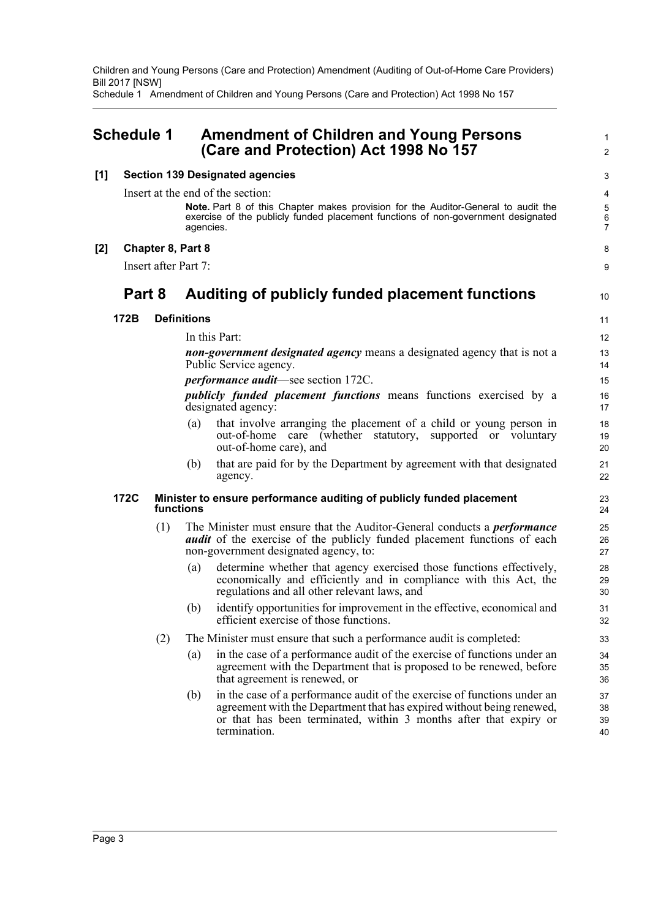# Schedule 1 Amendment of Children and Young Persons (Care and Protection) Act 1998 No 157

**[1] Section 139 Designated agencies**

Insert at the end of the section:

> **Note.** Part 8 of this Chapter makes provision for the Auditor-General to audit the exercise of the publicly funded placement functions of non-government designated agencies.

**[2] Chapter 8, Part 8**

Insert after Part 7:

## Part 8 Auditing of publicly funded placement functions

### 172B Definitions

In this Part:

***non-government designated agency*** means a designated agency that is not a Public Service agency.

***performance audit***—see section 172C.

***publicly funded placement functions*** means functions exercised by a designated agency:

(a) that involve arranging the placement of a child or young person in out-of-home care (whether statutory, supported or voluntary out-of-home care), and

(b) that are paid for by the Department by agreement with that designated agency.

### 172C Minister to ensure performance auditing of publicly funded placement functions

(1) The Minister must ensure that the Auditor-General conducts a ***performance audit*** of the exercise of the publicly funded placement functions of each non-government designated agency, to:

(a) determine whether that agency exercised those functions effectively, economically and efficiently and in compliance with this Act, the regulations and all other relevant laws, and

(b) identify opportunities for improvement in the effective, economical and efficient exercise of those functions.

(2) The Minister must ensure that such a performance audit is completed:

(a) in the case of a performance audit of the exercise of functions under an agreement with the Department that is proposed to be renewed, before that agreement is renewed, or

(b) in the case of a performance audit of the exercise of functions under an agreement with the Department that has expired without being renewed, or that has been terminated, within 3 months after that expiry or termination.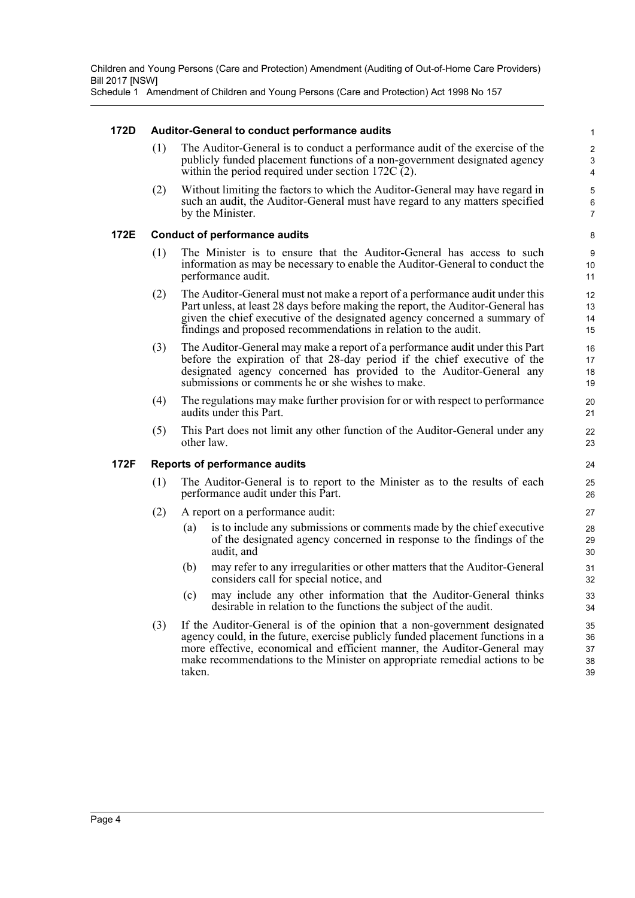### 172D Auditor-General to conduct performance audits

(1) The Auditor-General is to conduct a performance audit of the exercise of the publicly funded placement functions of a non-government designated agency within the period required under section 172C (2).

(2) Without limiting the factors to which the Auditor-General may have regard in such an audit, the Auditor-General must have regard to any matters specified by the Minister.

### 172E Conduct of performance audits

(1) The Minister is to ensure that the Auditor-General has access to such information as may be necessary to enable the Auditor-General to conduct the performance audit.

(2) The Auditor-General must not make a report of a performance audit under this Part unless, at least 28 days before making the report, the Auditor-General has given the chief executive of the designated agency concerned a summary of findings and proposed recommendations in relation to the audit.

(3) The Auditor-General may make a report of a performance audit under this Part before the expiration of that 28-day period if the chief executive of the designated agency concerned has provided to the Auditor-General any submissions or comments he or she wishes to make.

(4) The regulations may make further provision for or with respect to performance audits under this Part.

(5) This Part does not limit any other function of the Auditor-General under any other law.

### 172F Reports of performance audits

(1) The Auditor-General is to report to the Minister as to the results of each performance audit under this Part.

(2) A report on a performance audit:

(a) is to include any submissions or comments made by the chief executive of the designated agency concerned in response to the findings of the audit, and

(b) may refer to any irregularities or other matters that the Auditor-General considers call for special notice, and

(c) may include any other information that the Auditor-General thinks desirable in relation to the functions the subject of the audit.

(3) If the Auditor-General is of the opinion that a non-government designated agency could, in the future, exercise publicly funded placement functions in a more effective, economical and efficient manner, the Auditor-General may make recommendations to the Minister on appropriate remedial actions to be taken.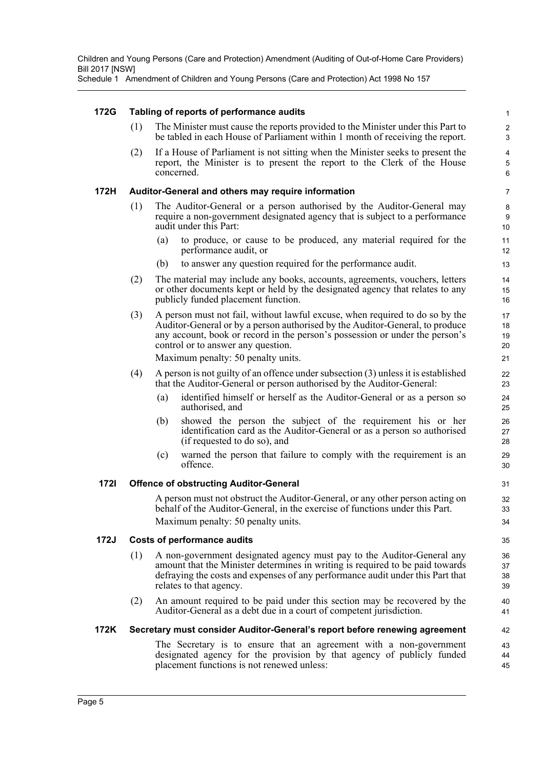### 172G Tabling of reports of performance audits

(1) The Minister must cause the reports provided to the Minister under this Part to be tabled in each House of Parliament within 1 month of receiving the report.

(2) If a House of Parliament is not sitting when the Minister seeks to present the report, the Minister is to present the report to the Clerk of the House concerned.

### 172H Auditor-General and others may require information

(1) The Auditor-General or a person authorised by the Auditor-General may require a non-government designated agency that is subject to a performance audit under this Part:

(a) to produce, or cause to be produced, any material required for the performance audit, or

(b) to answer any question required for the performance audit.

(2) The material may include any books, accounts, agreements, vouchers, letters or other documents kept or held by the designated agency that relates to any publicly funded placement function.

(3) A person must not fail, without lawful excuse, when required to do so by the Auditor-General or by a person authorised by the Auditor-General, to produce any account, book or record in the person's possession or under the person's control or to answer any question.

Maximum penalty: 50 penalty units.

(4) A person is not guilty of an offence under subsection (3) unless it is established that the Auditor-General or person authorised by the Auditor-General:

(a) identified himself or herself as the Auditor-General or as a person so authorised, and

(b) showed the person the subject of the requirement his or her identification card as the Auditor-General or as a person so authorised (if requested to do so), and

(c) warned the person that failure to comply with the requirement is an offence.

### 172I Offence of obstructing Auditor-General

A person must not obstruct the Auditor-General, or any other person acting on behalf of the Auditor-General, in the exercise of functions under this Part.

Maximum penalty: 50 penalty units.

### 172J Costs of performance audits

(1) A non-government designated agency must pay to the Auditor-General any amount that the Minister determines in writing is required to be paid towards defraying the costs and expenses of any performance audit under this Part that relates to that agency.

(2) An amount required to be paid under this section may be recovered by the Auditor-General as a debt due in a court of competent jurisdiction.

### 172K Secretary must consider Auditor-General's report before renewing agreement

The Secretary is to ensure that an agreement with a non-government designated agency for the provision by that agency of publicly funded placement functions is not renewed unless: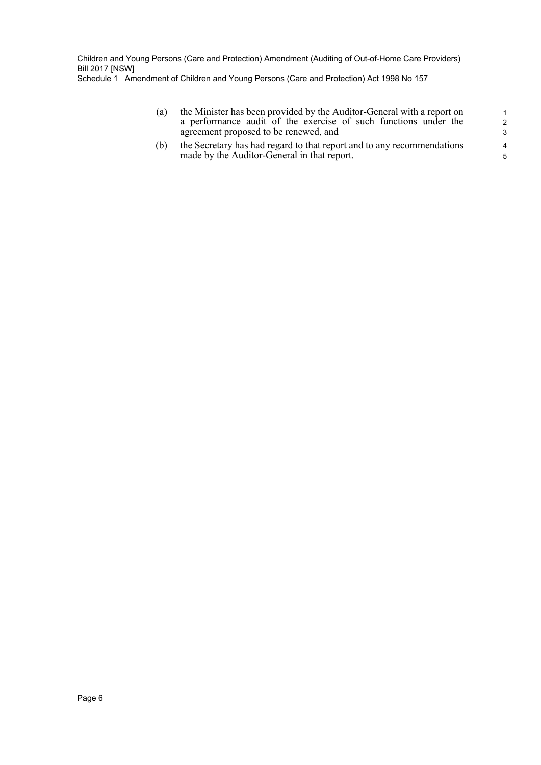(a) the Minister has been provided by the Auditor-General with a report on a performance audit of the exercise of such functions under the agreement proposed to be renewed, and

(b) the Secretary has had regard to that report and to any recommendations made by the Auditor-General in that report.